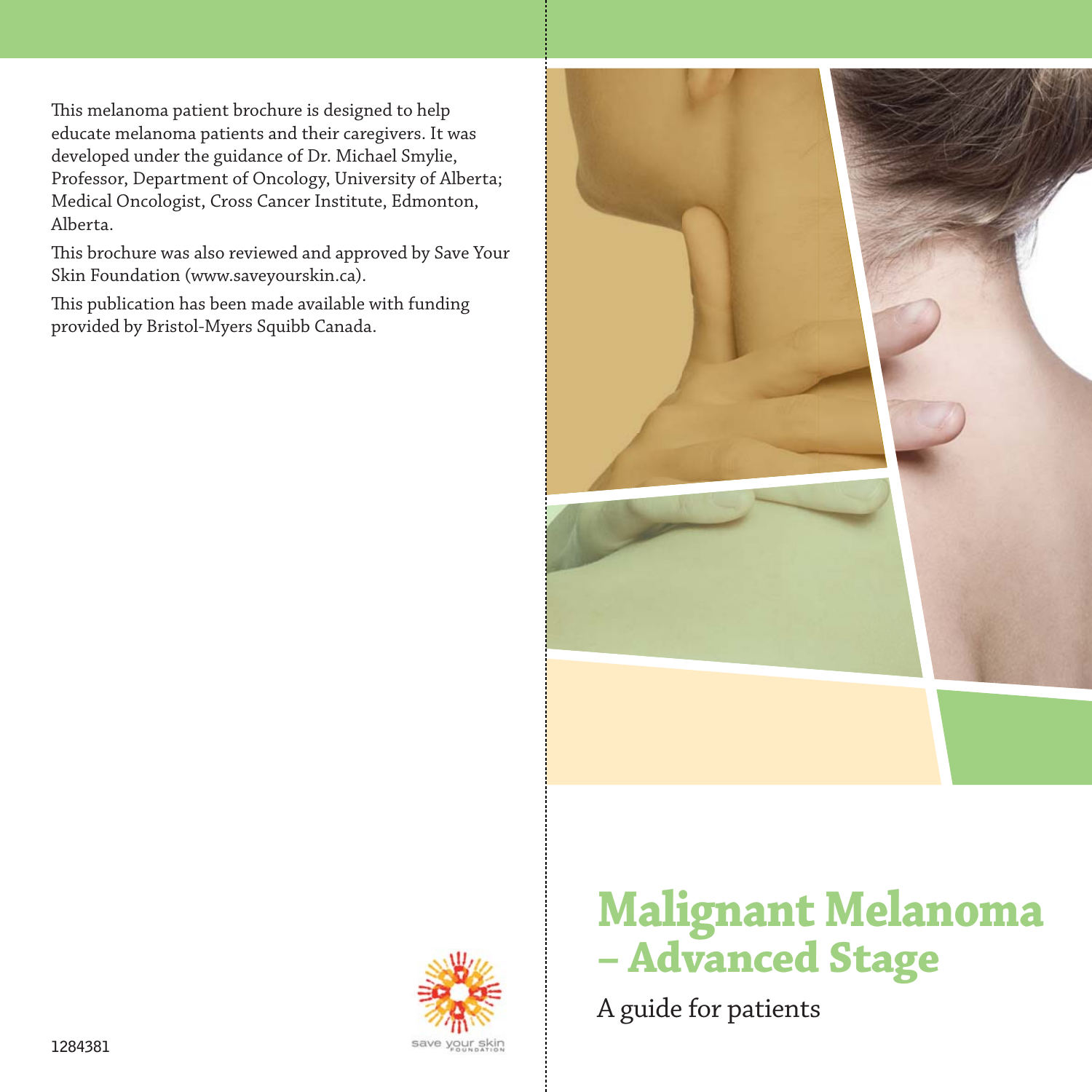This melanoma patient brochure is designed to help educate melanoma patients and their caregivers. It was developed under the guidance of Dr. Michael Smylie, Professor, Department of Oncology, University of Alberta; Medical Oncologist, Cross Cancer Institute, Edmonton, Alberta.

This brochure was also reviewed and approved by Save Your Skin Foundation (www.saveyourskin.ca).

This publication has been made available with funding provided by Bristol-Myers Squibb Canada.

1284381

save your skin FOUNDATION

# Malignant Melanoma – Advanced Stage

A guide for patients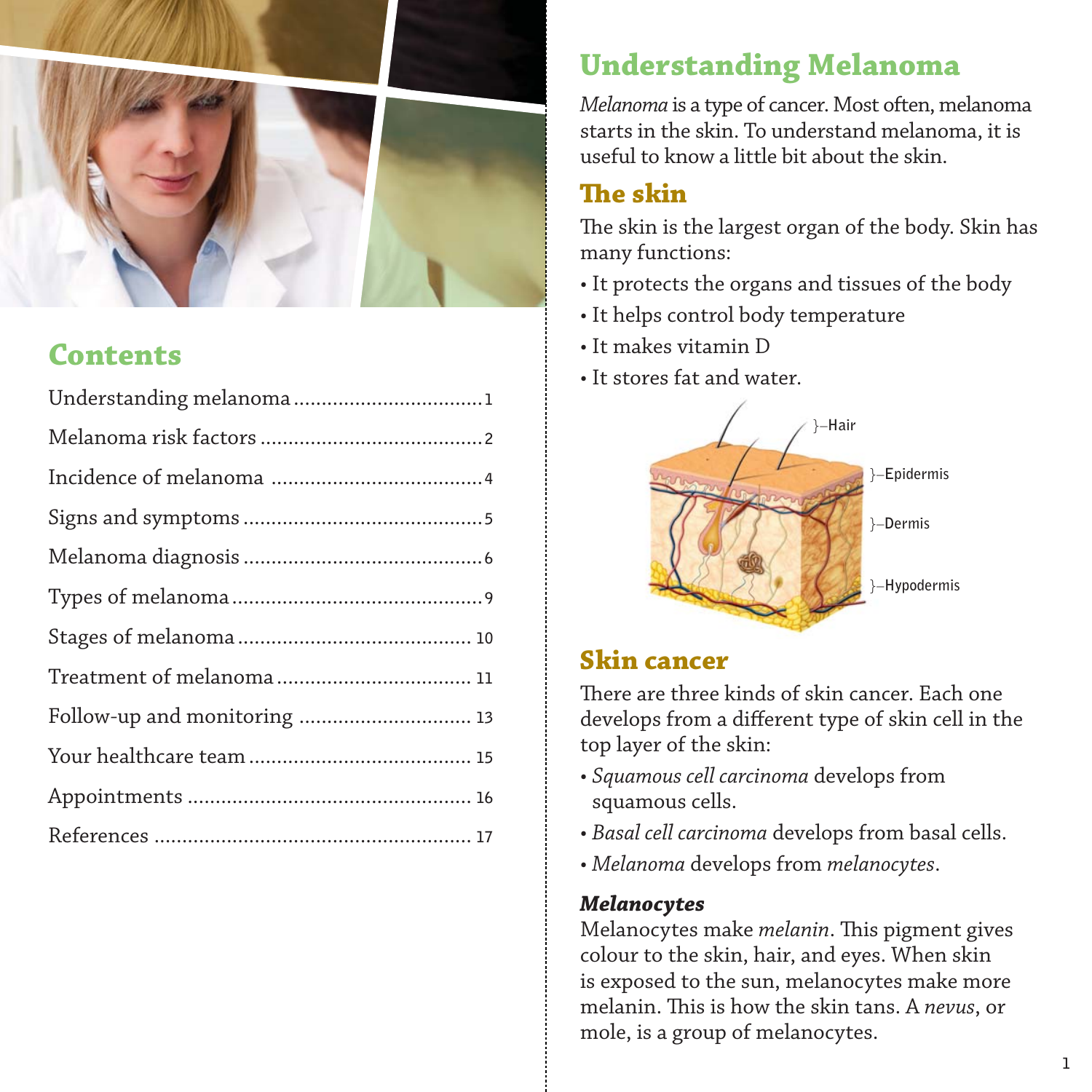## Contents

| | |
|---|---|
| Understanding melanoma | 1 |
| Melanoma risk factors | 2 |
| Incidence of melanoma | 4 |
| Signs and symptoms | 5 |
| Melanoma diagnosis | 6 |
| Types of melanoma | 9 |
| Stages of melanoma | 10 |
| Treatment of melanoma | 11 |
| Follow-up and monitoring | 13 |
| Your healthcare team | 15 |
| Appointments | 16 |
| References | 17 |

# Understanding Melanoma

*Melanoma* is a type of cancer. Most often, melanoma starts in the skin. To understand melanoma, it is useful to know a little bit about the skin.

## The skin

The skin is the largest organ of the body. Skin has many functions:

- It protects the organs and tissues of the body
- It helps control body temperature
- It makes vitamin D
- It stores fat and water.

Hair
Epidermis
Dermis
Hypodermis

## Skin cancer

There are three kinds of skin cancer. Each one develops from a different type of skin cell in the top layer of the skin:

- *Squamous cell carcinoma* develops from squamous cells.
- *Basal cell carcinoma* develops from basal cells.
- *Melanoma* develops from *melanocytes*.

### *Melanocytes*

Melanocytes make *melanin*. This pigment gives colour to the skin, hair, and eyes. When skin is exposed to the sun, melanocytes make more melanin. This is how the skin tans. A *nevus*, or mole, is a group of melanocytes.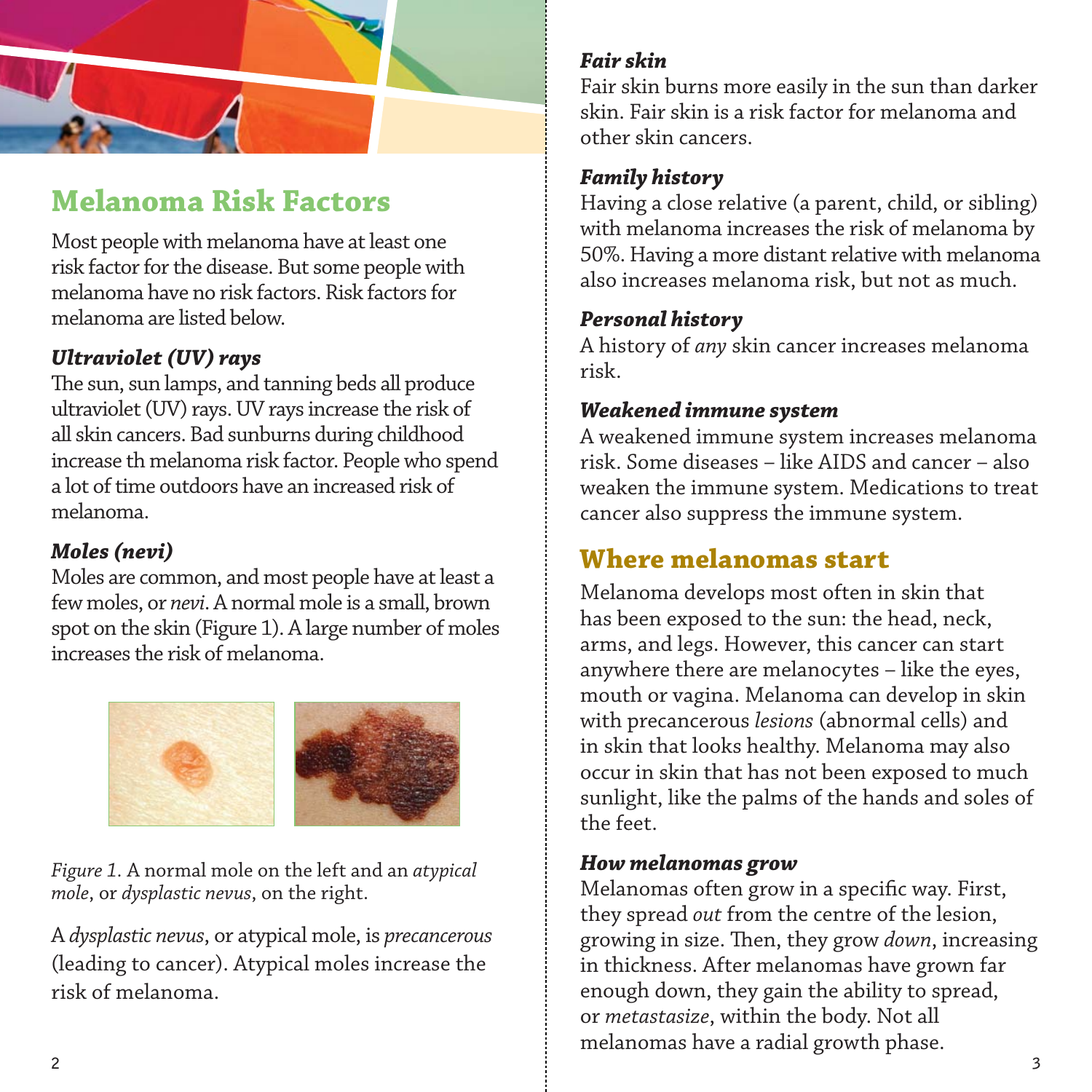# Melanoma Risk Factors

Most people with melanoma have at least one risk factor for the disease. But some people with melanoma have no risk factors. Risk factors for melanoma are listed below.

### *Ultraviolet (UV) rays*

The sun, sun lamps, and tanning beds all produce ultraviolet (UV) rays. UV rays increase the risk of all skin cancers. Bad sunburns during childhood increase th melanoma risk factor. People who spend a lot of time outdoors have an increased risk of melanoma.

### *Moles (nevi)*

Moles are common, and most people have at least a few moles, or *nevi*. A normal mole is a small, brown spot on the skin (Figure 1). A large number of moles increases the risk of melanoma.

*Figure 1.* A normal mole on the left and an *atypical mole*, or *dysplastic nevus*, on the right.

A *dysplastic nevus*, or atypical mole, is *precancerous* (leading to cancer). Atypical moles increase the risk of melanoma.

### *Fair skin*

Fair skin burns more easily in the sun than darker skin. Fair skin is a risk factor for melanoma and other skin cancers.

### *Family history*

Having a close relative (a parent, child, or sibling) with melanoma increases the risk of melanoma by 50%. Having a more distant relative with melanoma also increases melanoma risk, but not as much.

### *Personal history*

A history of *any* skin cancer increases melanoma risk.

### *Weakened immune system*

A weakened immune system increases melanoma risk. Some diseases – like AIDS and cancer – also weaken the immune system. Medications to treat cancer also suppress the immune system.

## Where melanomas start

Melanoma develops most often in skin that has been exposed to the sun: the head, neck, arms, and legs. However, this cancer can start anywhere there are melanocytes – like the eyes, mouth or vagina. Melanoma can develop in skin with precancerous *lesions* (abnormal cells) and in skin that looks healthy. Melanoma may also occur in skin that has not been exposed to much sunlight, like the palms of the hands and soles of the feet.

### *How melanomas grow*

Melanomas often grow in a specific way. First, they spread *out* from the centre of the lesion, growing in size. Then, they grow *down*, increasing in thickness. After melanomas have grown far enough down, they gain the ability to spread, or *metastasize*, within the body. Not all melanomas have a radial growth phase.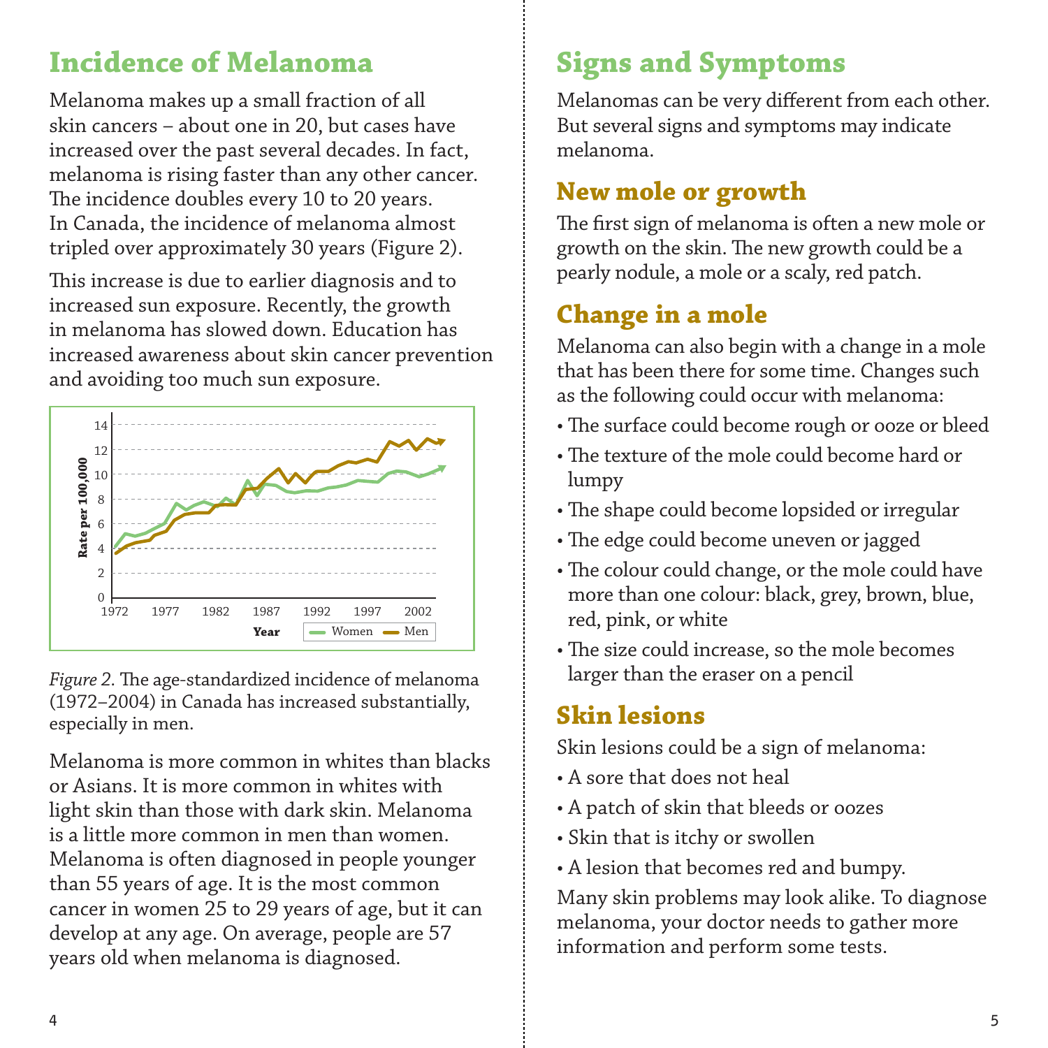## Incidence of Melanoma

Melanoma makes up a small fraction of all skin cancers – about one in 20, but cases have increased over the past several decades. In fact, melanoma is rising faster than any other cancer. The incidence doubles every 10 to 20 years. In Canada, the incidence of melanoma almost tripled over approximately 30 years (Figure 2).

This increase is due to earlier diagnosis and to increased sun exposure. Recently, the growth in melanoma has slowed down. Education has increased awareness about skin cancer prevention and avoiding too much sun exposure.

*Figure 2.* The age-standardized incidence of melanoma (1972–2004) in Canada has increased substantially, especially in men.

Melanoma is more common in whites than blacks or Asians. It is more common in whites with light skin than those with dark skin. Melanoma is a little more common in men than women. Melanoma is often diagnosed in people younger than 55 years of age. It is the most common cancer in women 25 to 29 years of age, but it can develop at any age. On average, people are 57 years old when melanoma is diagnosed.

## Signs and Symptoms

Melanomas can be very different from each other. But several signs and symptoms may indicate melanoma.

### New mole or growth

The first sign of melanoma is often a new mole or growth on the skin. The new growth could be a pearly nodule, a mole or a scaly, red patch.

### Change in a mole

Melanoma can also begin with a change in a mole that has been there for some time. Changes such as the following could occur with melanoma:

- The surface could become rough or ooze or bleed
- The texture of the mole could become hard or lumpy
- The shape could become lopsided or irregular
- The edge could become uneven or jagged
- The colour could change, or the mole could have more than one colour: black, grey, brown, blue, red, pink, or white
- The size could increase, so the mole becomes larger than the eraser on a pencil

### Skin lesions

Skin lesions could be a sign of melanoma:

- A sore that does not heal
- A patch of skin that bleeds or oozes
- Skin that is itchy or swollen
- A lesion that becomes red and bumpy.

Many skin problems may look alike. To diagnose melanoma, your doctor needs to gather more information and perform some tests.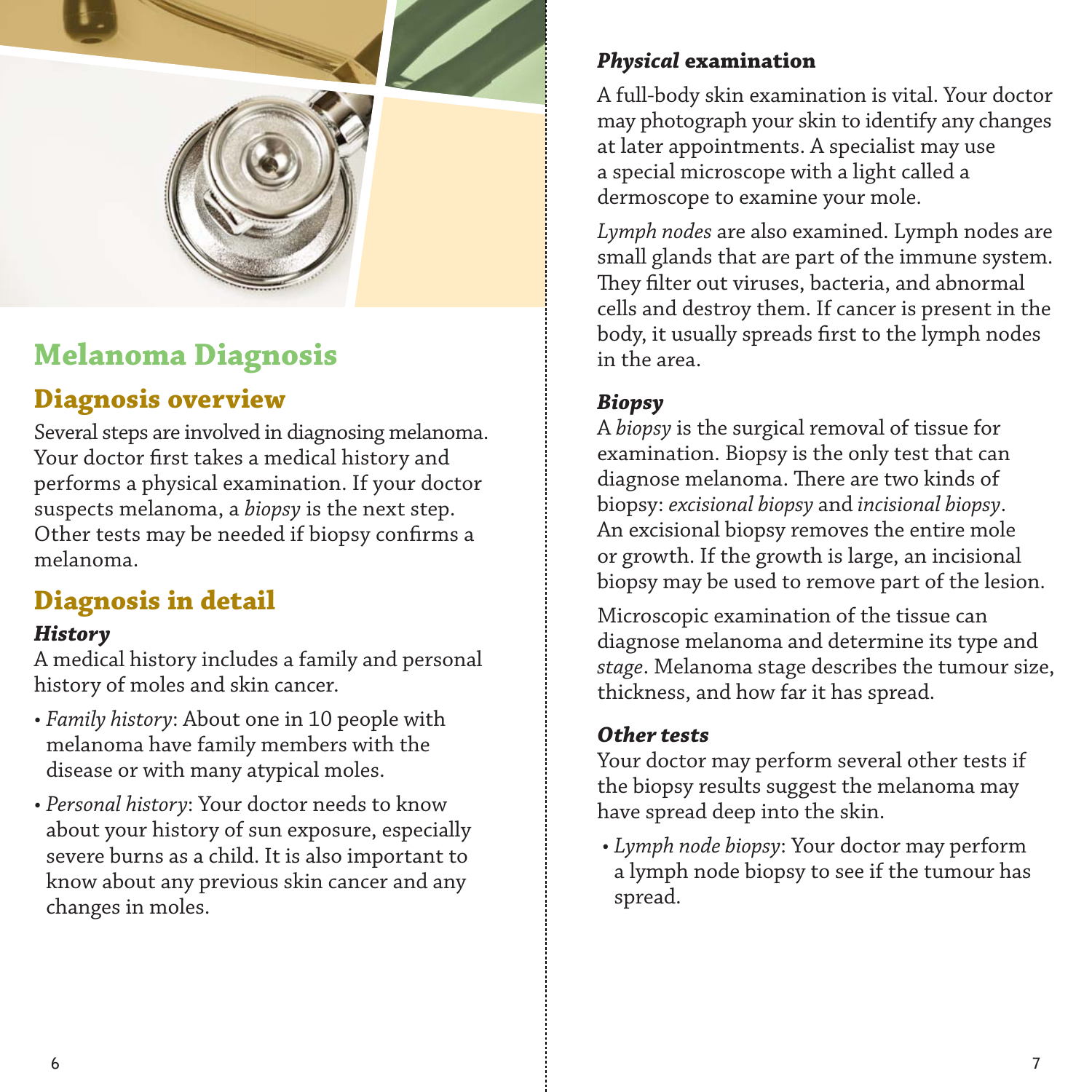# Melanoma Diagnosis

## Diagnosis overview

Several steps are involved in diagnosing melanoma. Your doctor first takes a medical history and performs a physical examination. If your doctor suspects melanoma, a *biopsy* is the next step. Other tests may be needed if biopsy confirms a melanoma.

## Diagnosis in detail

### *History*

A medical history includes a family and personal history of moles and skin cancer.

- *Family history*: About one in 10 people with melanoma have family members with the disease or with many atypical moles.
- *Personal history*: Your doctor needs to know about your history of sun exposure, especially severe burns as a child. It is also important to know about any previous skin cancer and any changes in moles.

### *Physical* examination

A full-body skin examination is vital. Your doctor may photograph your skin to identify any changes at later appointments. A specialist may use a special microscope with a light called a dermoscope to examine your mole.

*Lymph nodes* are also examined. Lymph nodes are small glands that are part of the immune system. They filter out viruses, bacteria, and abnormal cells and destroy them. If cancer is present in the body, it usually spreads first to the lymph nodes in the area.

### *Biopsy*

A *biopsy* is the surgical removal of tissue for examination. Biopsy is the only test that can diagnose melanoma. There are two kinds of biopsy: *excisional biopsy* and *incisional biopsy*. An excisional biopsy removes the entire mole or growth. If the growth is large, an incisional biopsy may be used to remove part of the lesion.

Microscopic examination of the tissue can diagnose melanoma and determine its type and *stage*. Melanoma stage describes the tumour size, thickness, and how far it has spread.

### *Other tests*

Your doctor may perform several other tests if the biopsy results suggest the melanoma may have spread deep into the skin.

- *Lymph node biopsy*: Your doctor may perform a lymph node biopsy to see if the tumour has spread.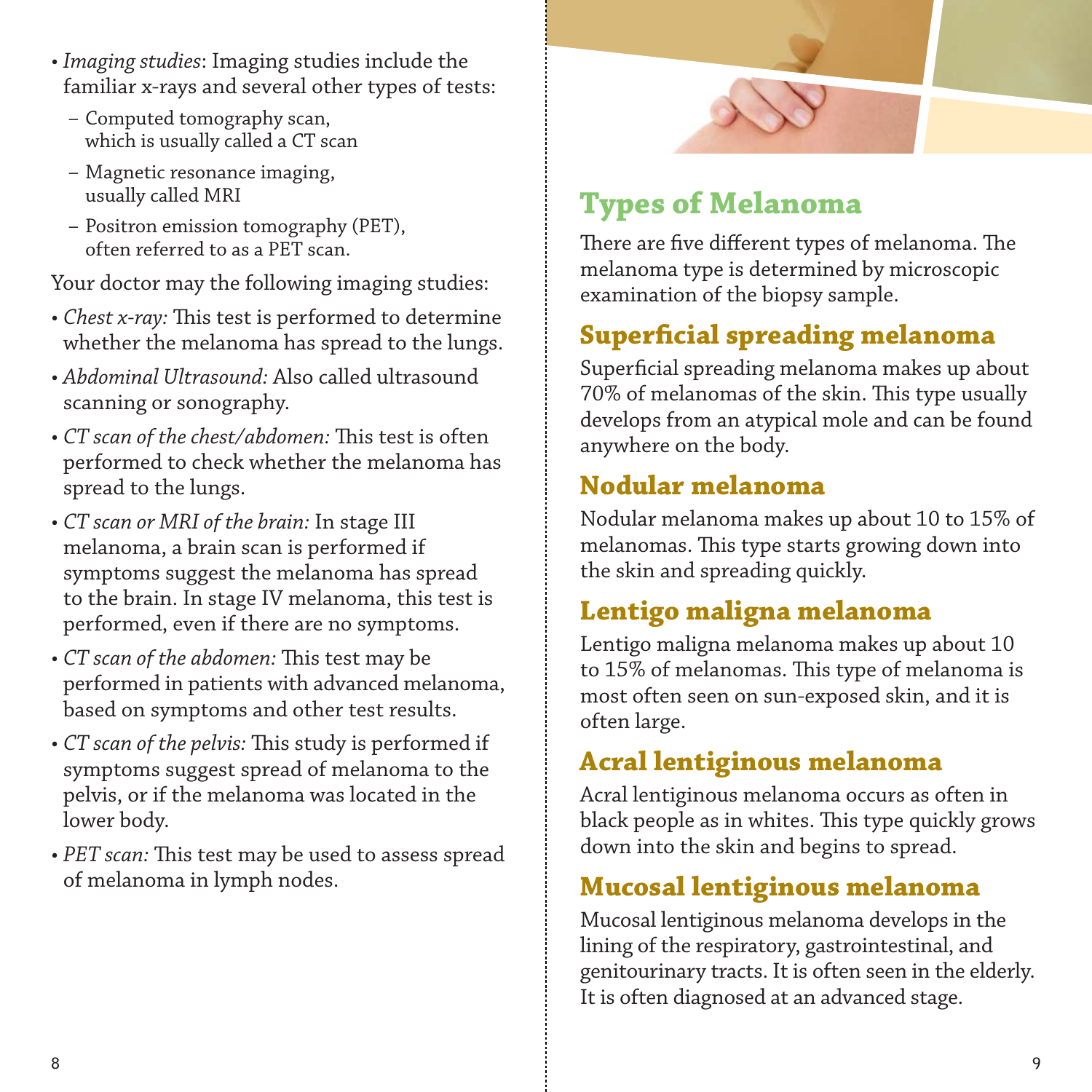- *Imaging studies*: Imaging studies include the familiar x-rays and several other types of tests:
  - Computed tomography scan, which is usually called a CT scan
  - Magnetic resonance imaging, usually called MRI
  - Positron emission tomography (PET), often referred to as a PET scan.

Your doctor may the following imaging studies:

- *Chest x-ray:* This test is performed to determine whether the melanoma has spread to the lungs.
- *Abdominal Ultrasound:* Also called ultrasound scanning or sonography.
- *CT scan of the chest/abdomen:* This test is often performed to check whether the melanoma has spread to the lungs.
- *CT scan or MRI of the brain:* In stage III melanoma, a brain scan is performed if symptoms suggest the melanoma has spread to the brain. In stage IV melanoma, this test is performed, even if there are no symptoms.
- *CT scan of the abdomen:* This test may be performed in patients with advanced melanoma, based on symptoms and other test results.
- *CT scan of the pelvis:* This study is performed if symptoms suggest spread of melanoma to the pelvis, or if the melanoma was located in the lower body.
- *PET scan:* This test may be used to assess spread of melanoma in lymph nodes.

# Types of Melanoma

There are five different types of melanoma. The melanoma type is determined by microscopic examination of the biopsy sample.

## Superficial spreading melanoma

Superficial spreading melanoma makes up about 70% of melanomas of the skin. This type usually develops from an atypical mole and can be found anywhere on the body.

## Nodular melanoma

Nodular melanoma makes up about 10 to 15% of melanomas. This type starts growing down into the skin and spreading quickly.

## Lentigo maligna melanoma

Lentigo maligna melanoma makes up about 10 to 15% of melanomas. This type of melanoma is most often seen on sun-exposed skin, and it is often large.

## Acral lentiginous melanoma

Acral lentiginous melanoma occurs as often in black people as in whites. This type quickly grows down into the skin and begins to spread.

## Mucosal lentiginous melanoma

Mucosal lentiginous melanoma develops in the lining of the respiratory, gastrointestinal, and genitourinary tracts. It is often seen in the elderly. It is often diagnosed at an advanced stage.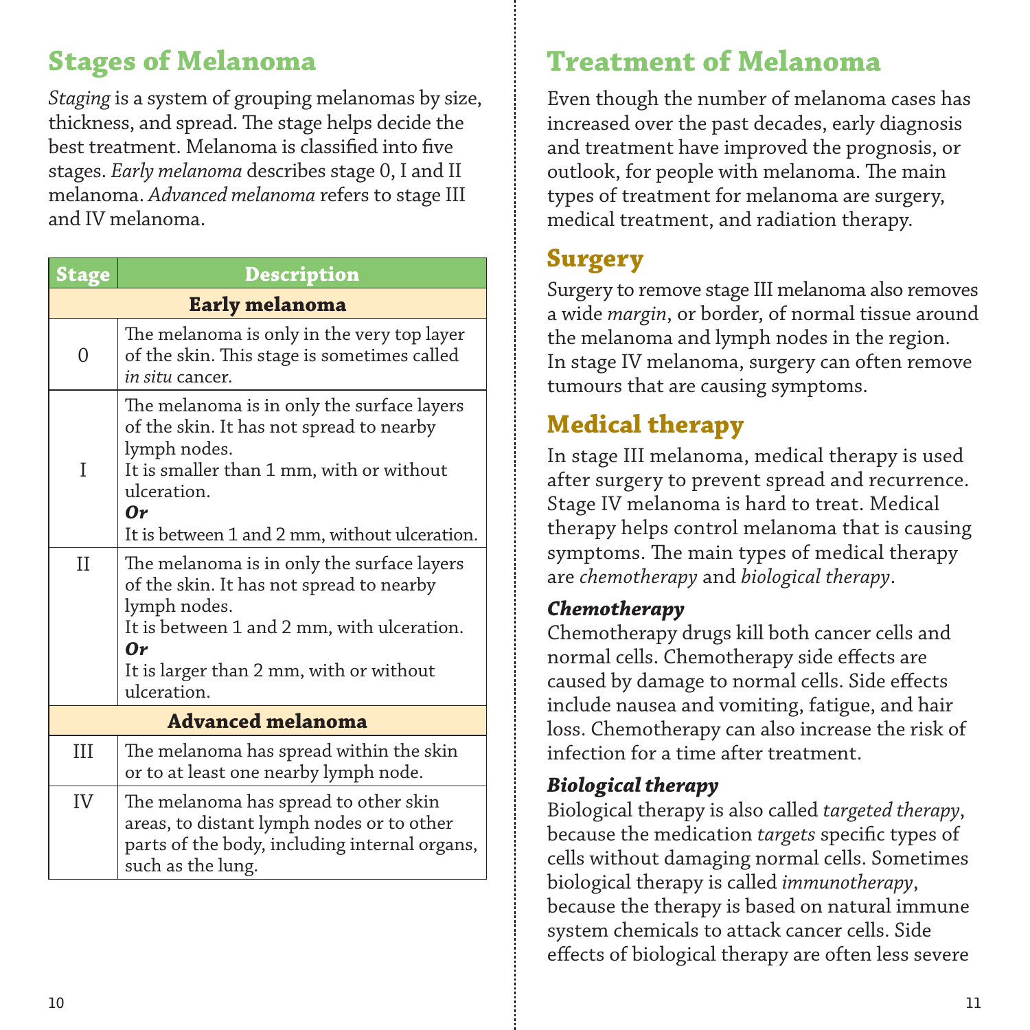# Stages of Melanoma

*Staging* is a system of grouping melanomas by size, thickness, and spread. The stage helps decide the best treatment. Melanoma is classified into five stages. *Early melanoma* describes stage 0, I and II melanoma. *Advanced melanoma* refers to stage III and IV melanoma.

| Stage | Description |
|---|---|
| **Early melanoma** | |
| 0 | The melanoma is only in the very top layer of the skin. This stage is sometimes called *in situ* cancer. |
| I | The melanoma is in only the surface layers of the skin. It has not spread to nearby lymph nodes. It is smaller than 1 mm, with or without ulceration. ***Or*** It is between 1 and 2 mm, without ulceration. |
| II | The melanoma is in only the surface layers of the skin. It has not spread to nearby lymph nodes. It is between 1 and 2 mm, with ulceration. ***Or*** It is larger than 2 mm, with or without ulceration. |
| **Advanced melanoma** | |
| III | The melanoma has spread within the skin or to at least one nearby lymph node. |
| IV | The melanoma has spread to other skin areas, to distant lymph nodes or to other parts of the body, including internal organs, such as the lung. |

# Treatment of Melanoma

Even though the number of melanoma cases has increased over the past decades, early diagnosis and treatment have improved the prognosis, or outlook, for people with melanoma. The main types of treatment for melanoma are surgery, medical treatment, and radiation therapy.

## Surgery

Surgery to remove stage III melanoma also removes a wide *margin*, or border, of normal tissue around the melanoma and lymph nodes in the region. In stage IV melanoma, surgery can often remove tumours that are causing symptoms.

## Medical therapy

In stage III melanoma, medical therapy is used after surgery to prevent spread and recurrence. Stage IV melanoma is hard to treat. Medical therapy helps control melanoma that is causing symptoms. The main types of medical therapy are *chemotherapy* and *biological therapy*.

### *Chemotherapy*

Chemotherapy drugs kill both cancer cells and normal cells. Chemotherapy side effects are caused by damage to normal cells. Side effects include nausea and vomiting, fatigue, and hair loss. Chemotherapy can also increase the risk of infection for a time after treatment.

### *Biological therapy*

Biological therapy is also called *targeted therapy*, because the medication *targets* specific types of cells without damaging normal cells. Sometimes biological therapy is called *immunotherapy*, because the therapy is based on natural immune system chemicals to attack cancer cells. Side effects of biological therapy are often less severe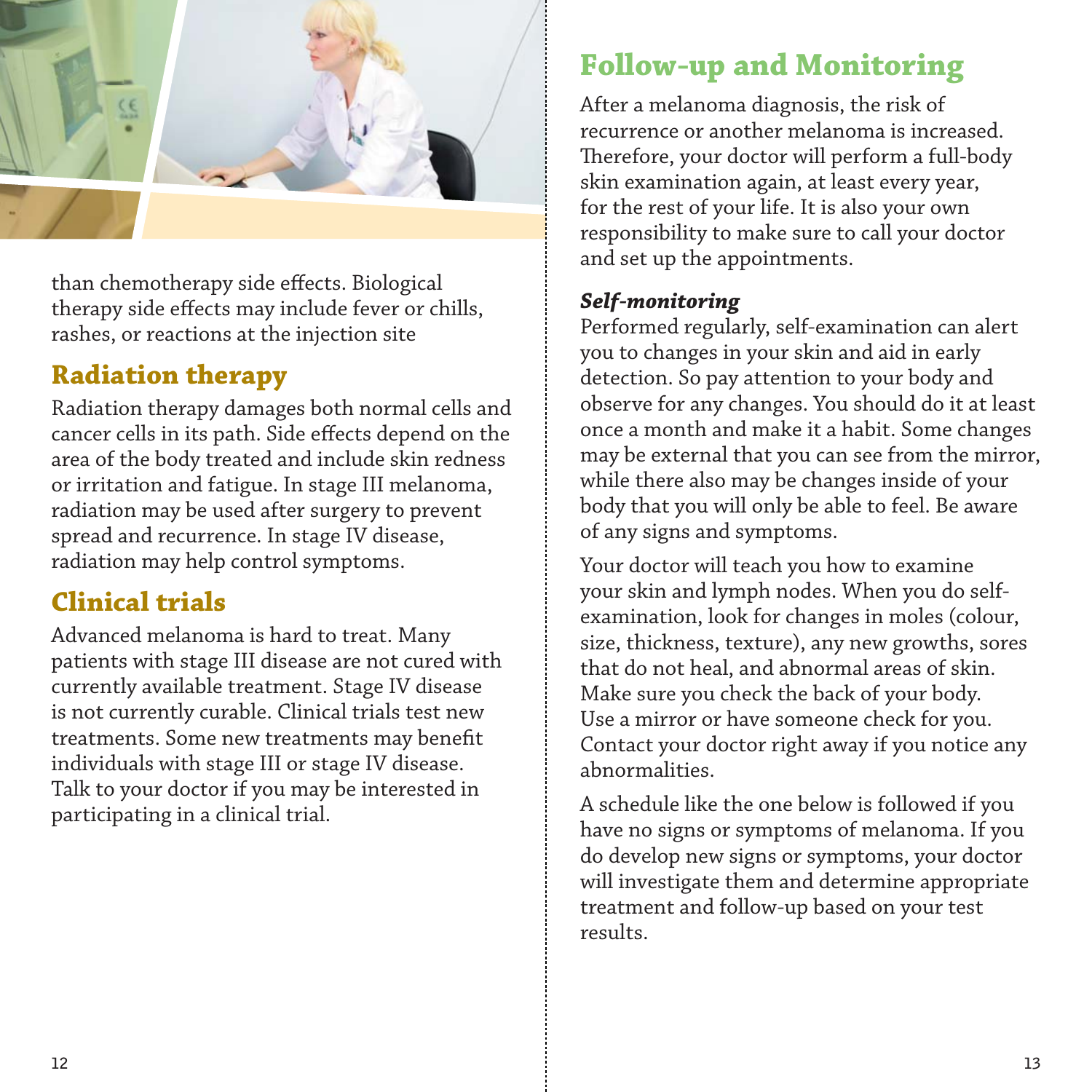than chemotherapy side effects. Biological therapy side effects may include fever or chills, rashes, or reactions at the injection site

## Radiation therapy

Radiation therapy damages both normal cells and cancer cells in its path. Side effects depend on the area of the body treated and include skin redness or irritation and fatigue. In stage III melanoma, radiation may be used after surgery to prevent spread and recurrence. In stage IV disease, radiation may help control symptoms.

## Clinical trials

Advanced melanoma is hard to treat. Many patients with stage III disease are not cured with currently available treatment. Stage IV disease is not currently curable. Clinical trials test new treatments. Some new treatments may benefit individuals with stage III or stage IV disease. Talk to your doctor if you may be interested in participating in a clinical trial.

# Follow-up and Monitoring

After a melanoma diagnosis, the risk of recurrence or another melanoma is increased. Therefore, your doctor will perform a full-body skin examination again, at least every year, for the rest of your life. It is also your own responsibility to make sure to call your doctor and set up the appointments.

### *Self-monitoring*

Performed regularly, self-examination can alert you to changes in your skin and aid in early detection. So pay attention to your body and observe for any changes. You should do it at least once a month and make it a habit. Some changes may be external that you can see from the mirror, while there also may be changes inside of your body that you will only be able to feel. Be aware of any signs and symptoms.

Your doctor will teach you how to examine your skin and lymph nodes. When you do self-examination, look for changes in moles (colour, size, thickness, texture), any new growths, sores that do not heal, and abnormal areas of skin. Make sure you check the back of your body. Use a mirror or have someone check for you. Contact your doctor right away if you notice any abnormalities.

A schedule like the one below is followed if you have no signs or symptoms of melanoma. If you do develop new signs or symptoms, your doctor will investigate them and determine appropriate treatment and follow-up based on your test results.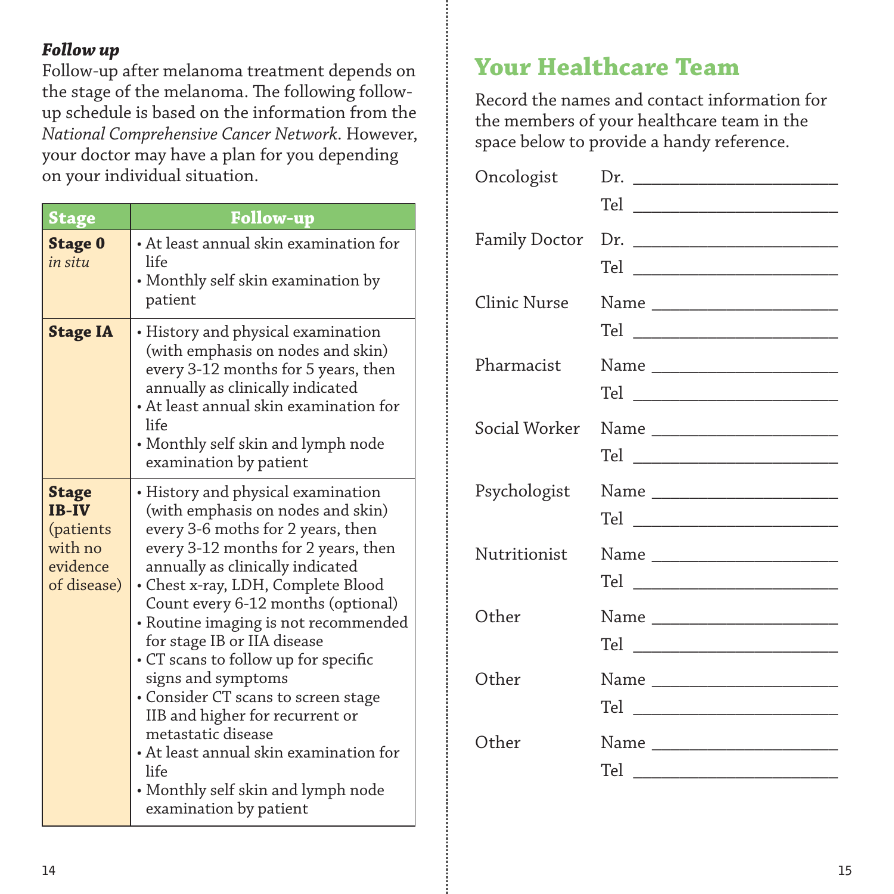***Follow up***

Follow-up after melanoma treatment depends on the stage of the melanoma. The following follow-up schedule is based on the information from the *National Comprehensive Cancer Network*. However, your doctor may have a plan for you depending on your individual situation.

| Stage | Follow-up |
|---|---|
| **Stage 0** *in situ* | • At least annual skin examination for life<br>• Monthly self skin examination by patient |
| **Stage IA** | • History and physical examination (with emphasis on nodes and skin) every 3-12 months for 5 years, then annually as clinically indicated<br>• At least annual skin examination for life<br>• Monthly self skin and lymph node examination by patient |
| **Stage IB-IV** (patients with no evidence of disease) | • History and physical examination (with emphasis on nodes and skin) every 3-6 moths for 2 years, then every 3-12 months for 2 years, then annually as clinically indicated<br>• Chest x-ray, LDH, Complete Blood Count every 6-12 months (optional)<br>• Routine imaging is not recommended for stage IB or IIA disease<br>• CT scans to follow up for specific signs and symptoms<br>• Consider CT scans to screen stage IIB and higher for recurrent or metastatic disease<br>• At least annual skin examination for life<br>• Monthly self skin and lymph node examination by patient |

# Your Healthcare Team

Record the names and contact information for the members of your healthcare team in the space below to provide a handy reference.

Oncologist Dr. ______________________
Tel ______________________

Family Doctor Dr. ______________________
Tel ______________________

Clinic Nurse Name ______________________
Tel ______________________

Pharmacist Name ______________________
Tel ______________________

Social Worker Name ______________________
Tel ______________________

Psychologist Name ______________________
Tel ______________________

Nutritionist Name ______________________
Tel ______________________

Other Name ______________________
Tel ______________________

Other Name ______________________
Tel ______________________

Other Name ______________________
Tel ______________________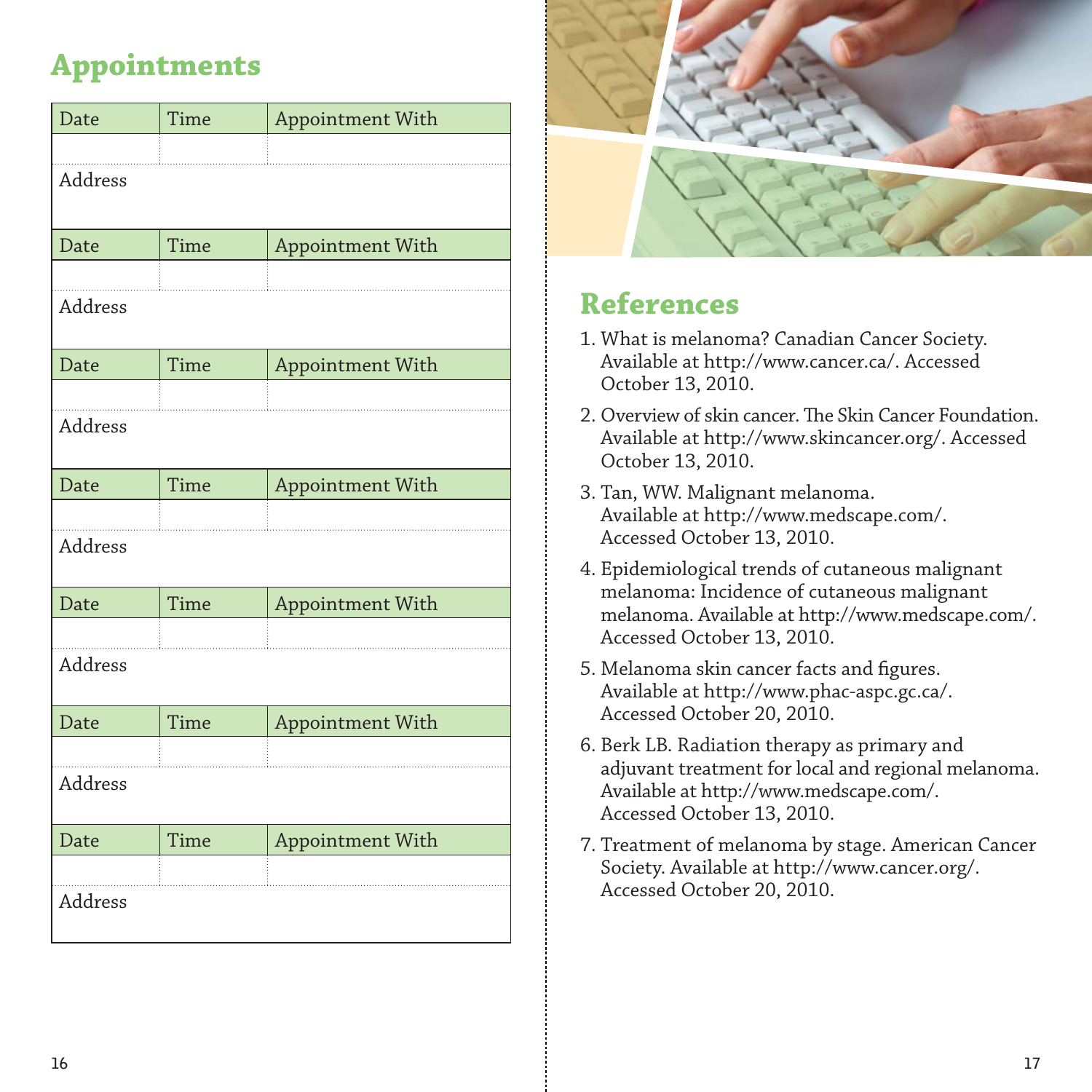## Appointments

| Date | Time | Appointment With |
|---|---|---|
| | | |
| Address | | |
| Date | Time | Appointment With |
| | | |
| Address | | |
| Date | Time | Appointment With |
| | | |
| Address | | |
| Date | Time | Appointment With |
| | | |
| Address | | |
| Date | Time | Appointment With |
| | | |
| Address | | |
| Date | Time | Appointment With |
| | | |
| Address | | |
| Date | Time | Appointment With |
| | | |
| Address | | |

## References

1. What is melanoma? Canadian Cancer Society. Available at http://www.cancer.ca/. Accessed October 13, 2010.
2. Overview of skin cancer. The Skin Cancer Foundation. Available at http://www.skincancer.org/. Accessed October 13, 2010.
3. Tan, WW. Malignant melanoma. Available at http://www.medscape.com/. Accessed October 13, 2010.
4. Epidemiological trends of cutaneous malignant melanoma: Incidence of cutaneous malignant melanoma. Available at http://www.medscape.com/. Accessed October 13, 2010.
5. Melanoma skin cancer facts and figures. Available at http://www.phac-aspc.gc.ca/. Accessed October 20, 2010.
6. Berk LB. Radiation therapy as primary and adjuvant treatment for local and regional melanoma. Available at http://www.medscape.com/. Accessed October 13, 2010.
7. Treatment of melanoma by stage. American Cancer Society. Available at http://www.cancer.org/. Accessed October 20, 2010.